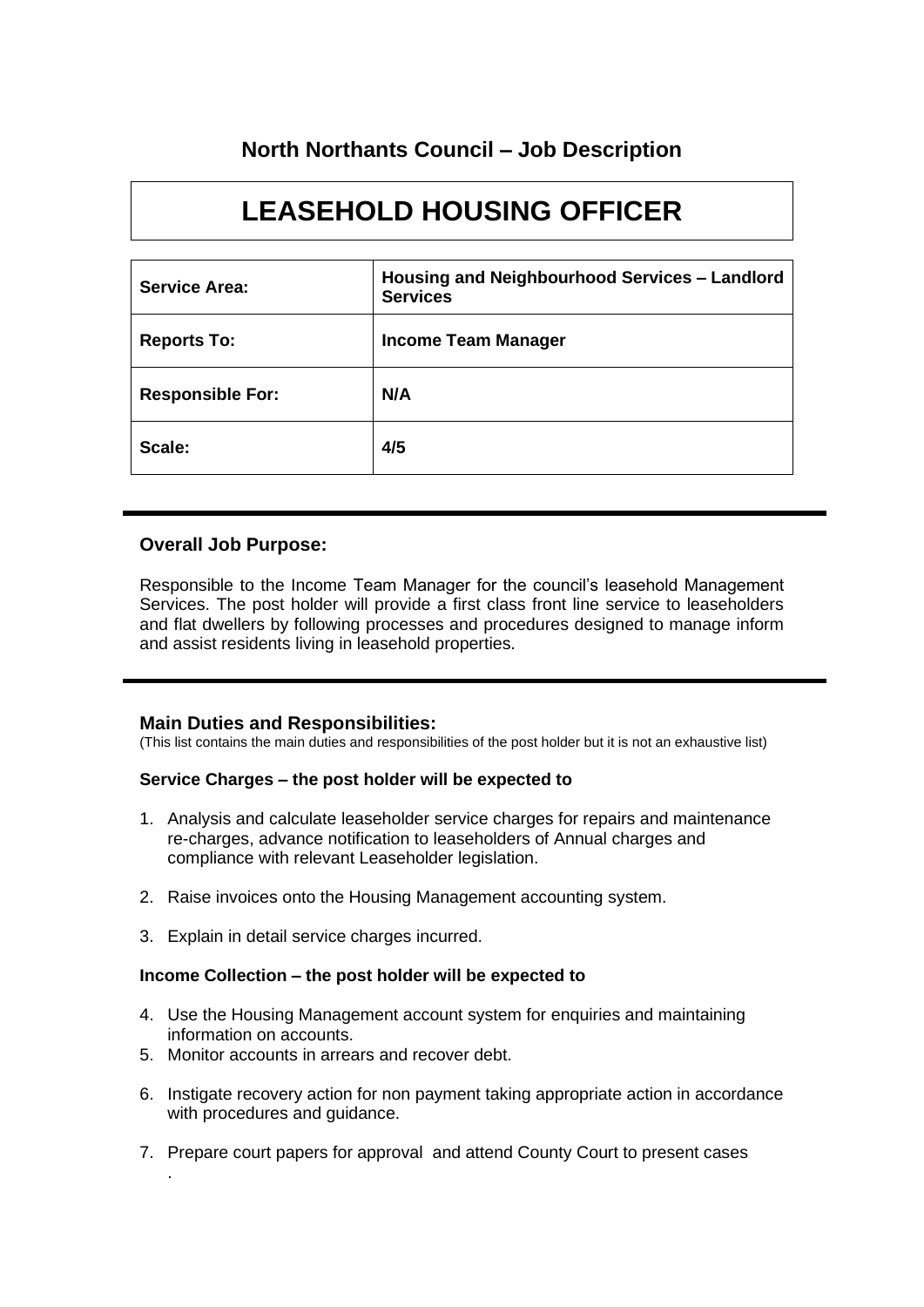## North Northants Council – Job Description

# LEASEHOLD HOUSING OFFICER

| Service Area: | Housing and Neighbourhood Services – Landlord Services |
|---|---|
| Reports To: | Income Team Manager |
| Responsible For: | N/A |
| Scale: | 4/5 |

### Overall Job Purpose:

Responsible to the Income Team Manager for the council's leasehold Management Services. The post holder will provide a first class front line service to leaseholders and flat dwellers by following processes and procedures designed to manage inform and assist residents living in leasehold properties.

### Main Duties and Responsibilities:

(This list contains the main duties and responsibilities of the post holder but it is not an exhaustive list)

**Service Charges – the post holder will be expected to**

1. Analysis and calculate leaseholder service charges for repairs and maintenance re-charges, advance notification to leaseholders of Annual charges and compliance with relevant Leaseholder legislation.
2. Raise invoices onto the Housing Management accounting system.
3. Explain in detail service charges incurred.

**Income Collection – the post holder will be expected to**

4. Use the Housing Management account system for enquiries and maintaining information on accounts.
5. Monitor accounts in arrears and recover debt.
6. Instigate recovery action for non payment taking appropriate action in accordance with procedures and guidance.
7. Prepare court papers for approval and attend County Court to present cases .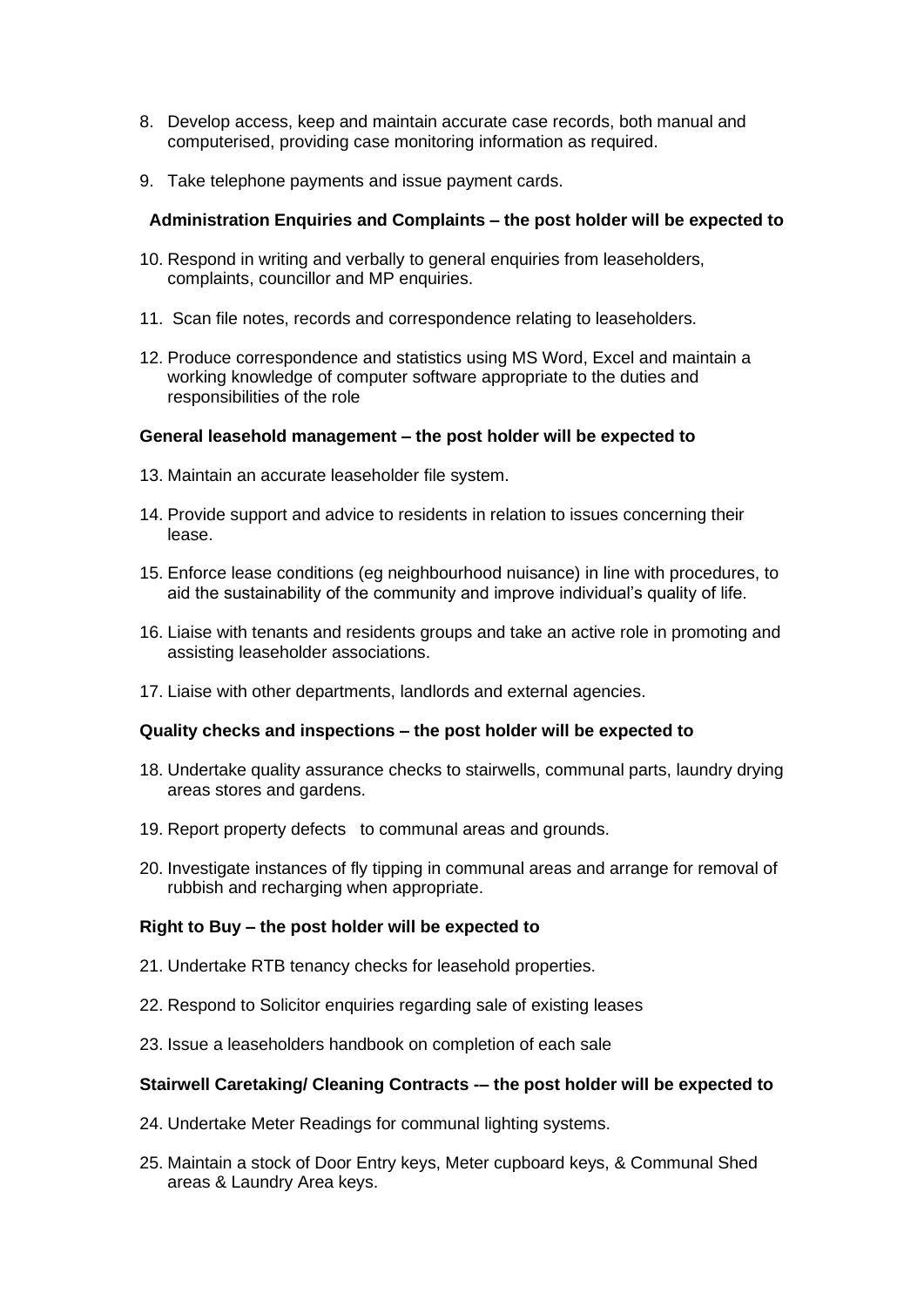8. Develop access, keep and maintain accurate case records, both manual and computerised, providing case monitoring information as required.

9. Take telephone payments and issue payment cards.

**Administration Enquiries and Complaints – the post holder will be expected to**

10. Respond in writing and verbally to general enquiries from leaseholders, complaints, councillor and MP enquiries.

11. Scan file notes, records and correspondence relating to leaseholders.

12. Produce correspondence and statistics using MS Word, Excel and maintain a working knowledge of computer software appropriate to the duties and responsibilities of the role

**General leasehold management – the post holder will be expected to**

13. Maintain an accurate leaseholder file system.

14. Provide support and advice to residents in relation to issues concerning their lease.

15. Enforce lease conditions (eg neighbourhood nuisance) in line with procedures, to aid the sustainability of the community and improve individual's quality of life.

16. Liaise with tenants and residents groups and take an active role in promoting and assisting leaseholder associations.

17. Liaise with other departments, landlords and external agencies.

**Quality checks and inspections – the post holder will be expected to**

18. Undertake quality assurance checks to stairwells, communal parts, laundry drying areas stores and gardens.

19. Report property defects to communal areas and grounds.

20. Investigate instances of fly tipping in communal areas and arrange for removal of rubbish and recharging when appropriate.

**Right to Buy – the post holder will be expected to**

21. Undertake RTB tenancy checks for leasehold properties.

22. Respond to Solicitor enquiries regarding sale of existing leases

23. Issue a leaseholders handbook on completion of each sale

**Stairwell Caretaking/ Cleaning Contracts -– the post holder will be expected to**

24. Undertake Meter Readings for communal lighting systems.

25. Maintain a stock of Door Entry keys, Meter cupboard keys, & Communal Shed areas & Laundry Area keys.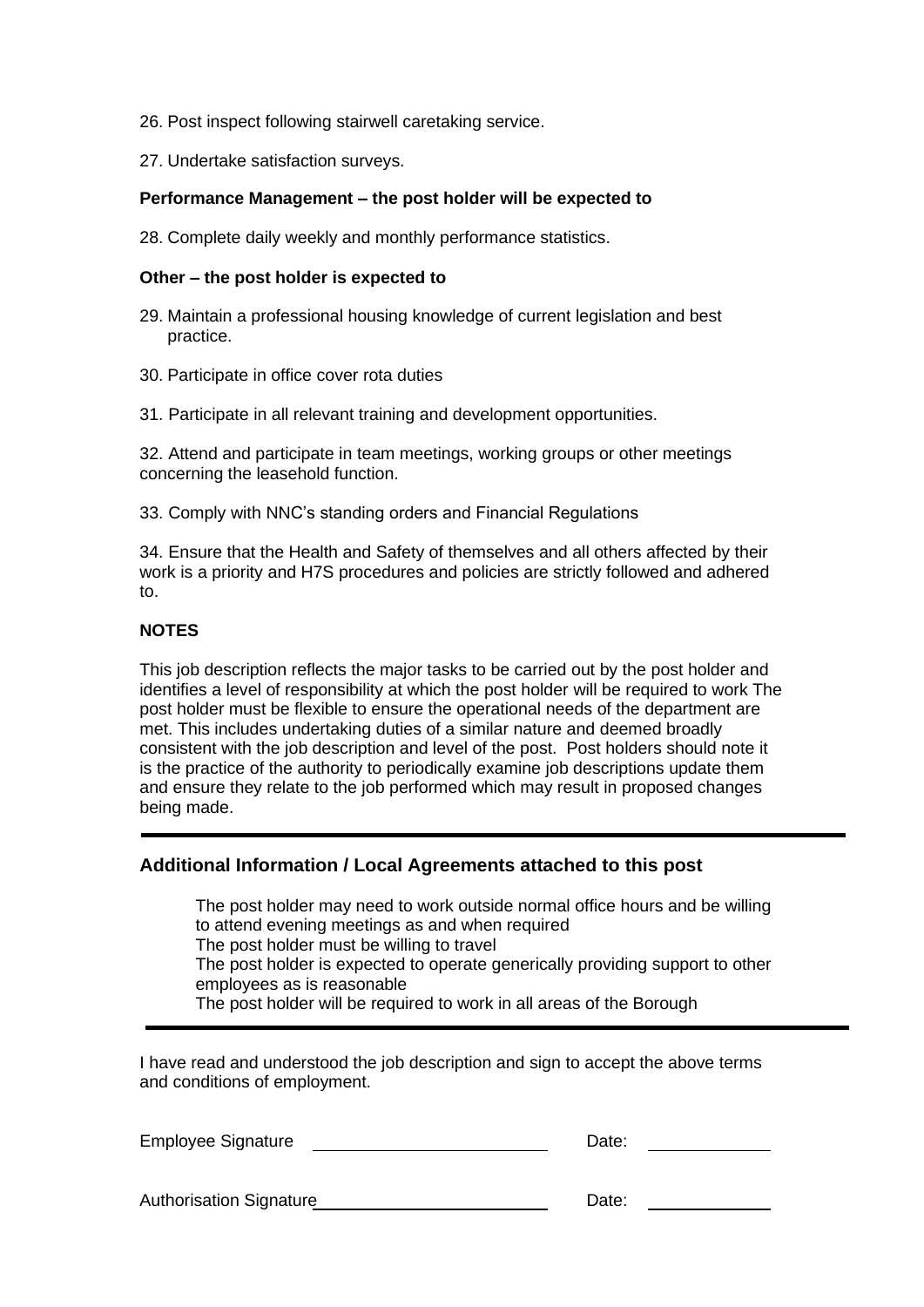26. Post inspect following stairwell caretaking service.

27. Undertake satisfaction surveys.

**Performance Management – the post holder will be expected to**

28. Complete daily weekly and monthly performance statistics.

**Other – the post holder is expected to**

29. Maintain a professional housing knowledge of current legislation and best practice.

30. Participate in office cover rota duties

31. Participate in all relevant training and development opportunities.

32. Attend and participate in team meetings, working groups or other meetings concerning the leasehold function.

33. Comply with NNC's standing orders and Financial Regulations

34. Ensure that the Health and Safety of themselves and all others affected by their work is a priority and H7S procedures and policies are strictly followed and adhered to.

**NOTES**

This job description reflects the major tasks to be carried out by the post holder and identifies a level of responsibility at which the post holder will be required to work The post holder must be flexible to ensure the operational needs of the department are met. This includes undertaking duties of a similar nature and deemed broadly consistent with the job description and level of the post. Post holders should note it is the practice of the authority to periodically examine job descriptions update them and ensure they relate to the job performed which may result in proposed changes being made.

---

## Additional Information / Local Agreements attached to this post

The post holder may need to work outside normal office hours and be willing to attend evening meetings as and when required
The post holder must be willing to travel
The post holder is expected to operate generically providing support to other employees as is reasonable
The post holder will be required to work in all areas of the Borough

---

I have read and understood the job description and sign to accept the above terms and conditions of employment.

Employee Signature ________________________ Date: ____________

Authorisation Signature ________________________ Date: ____________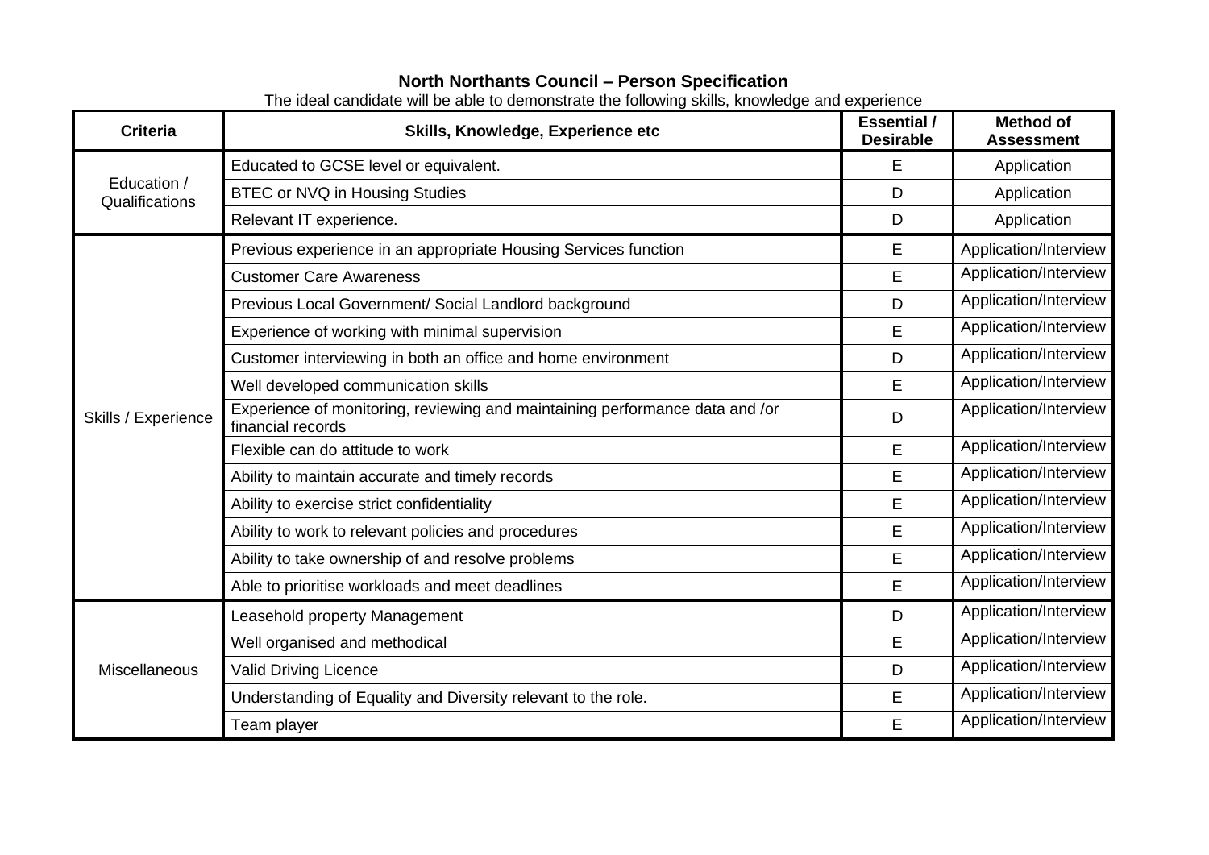**North Northants Council – Person Specification**

The ideal candidate will be able to demonstrate the following skills, knowledge and experience

| Criteria | Skills, Knowledge, Experience etc | Essential / Desirable | Method of Assessment |
|---|---|---|---|
| Education / Qualifications | Educated to GCSE level or equivalent. | E | Application |
| | BTEC or NVQ in Housing Studies | D | Application |
| | Relevant IT experience. | D | Application |
| Skills / Experience | Previous experience in an appropriate Housing Services function | E | Application/Interview |
| | Customer Care Awareness | E | Application/Interview |
| | Previous Local Government/ Social Landlord background | D | Application/Interview |
| | Experience of working with minimal supervision | E | Application/Interview |
| | Customer interviewing in both an office and home environment | D | Application/Interview |
| | Well developed communication skills | E | Application/Interview |
| | Experience of monitoring, reviewing and maintaining performance data and /or financial records | D | Application/Interview |
| | Flexible can do attitude to work | E | Application/Interview |
| | Ability to maintain accurate and timely records | E | Application/Interview |
| | Ability to exercise strict confidentiality | E | Application/Interview |
| | Ability to work to relevant policies and procedures | E | Application/Interview |
| | Ability to take ownership of and resolve problems | E | Application/Interview |
| | Able to prioritise workloads and meet deadlines | E | Application/Interview |
| Miscellaneous | Leasehold property Management | D | Application/Interview |
| | Well organised and methodical | E | Application/Interview |
| | Valid Driving Licence | D | Application/Interview |
| | Understanding of Equality and Diversity relevant to the role. | E | Application/Interview |
| | Team player | E | Application/Interview |